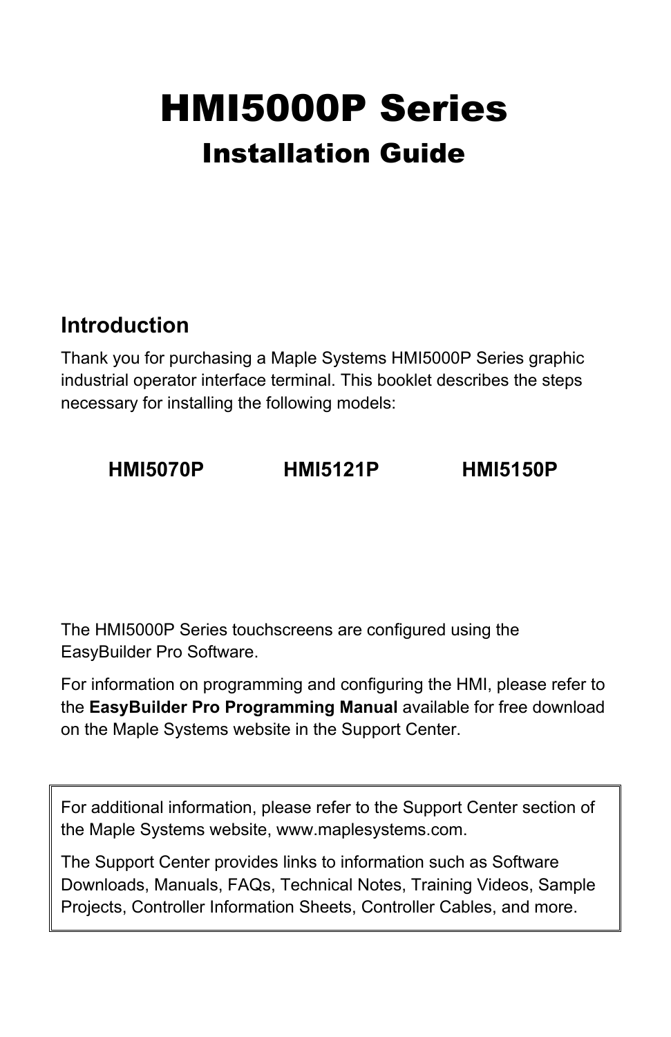# HMI5000P Series

## Installation Guide

### Introduction

Thank you for purchasing a Maple Systems HMI5000P Series graphic industrial operator interface terminal. This booklet describes the steps necessary for installing the following models:

**HMI5070P** **HMI5121P** **HMI5150P**

The HMI5000P Series touchscreens are configured using the EasyBuilder Pro Software.

For information on programming and configuring the HMI, please refer to the **EasyBuilder Pro Programming Manual** available for free download on the Maple Systems website in the Support Center.

For additional information, please refer to the Support Center section of the Maple Systems website, www.maplesystems.com.

The Support Center provides links to information such as Software Downloads, Manuals, FAQs, Technical Notes, Training Videos, Sample Projects, Controller Information Sheets, Controller Cables, and more.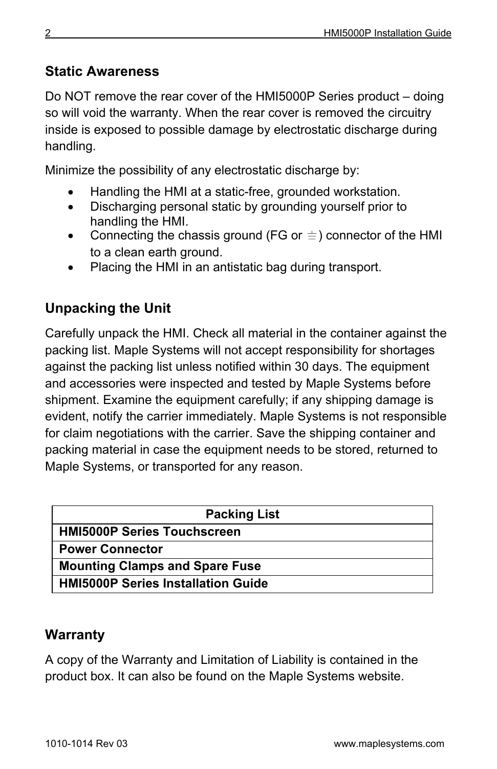## Static Awareness

Do NOT remove the rear cover of the HMI5000P Series product – doing so will void the warranty. When the rear cover is removed the circuitry inside is exposed to possible damage by electrostatic discharge during handling.

Minimize the possibility of any electrostatic discharge by:

- Handling the HMI at a static-free, grounded workstation.
- Discharging personal static by grounding yourself prior to handling the HMI.
- Connecting the chassis ground (FG or ⏚) connector of the HMI to a clean earth ground.
- Placing the HMI in an antistatic bag during transport.

## Unpacking the Unit

Carefully unpack the HMI. Check all material in the container against the packing list. Maple Systems will not accept responsibility for shortages against the packing list unless notified within 30 days. The equipment and accessories were inspected and tested by Maple Systems before shipment. Examine the equipment carefully; if any shipping damage is evident, notify the carrier immediately. Maple Systems is not responsible for claim negotiations with the carrier. Save the shipping container and packing material in case the equipment needs to be stored, returned to Maple Systems, or transported for any reason.

| Packing List |
| --- |
| **HMI5000P Series Touchscreen** |
| **Power Connector** |
| **Mounting Clamps and Spare Fuse** |
| **HMI5000P Series Installation Guide** |

## Warranty

A copy of the Warranty and Limitation of Liability is contained in the product box. It can also be found on the Maple Systems website.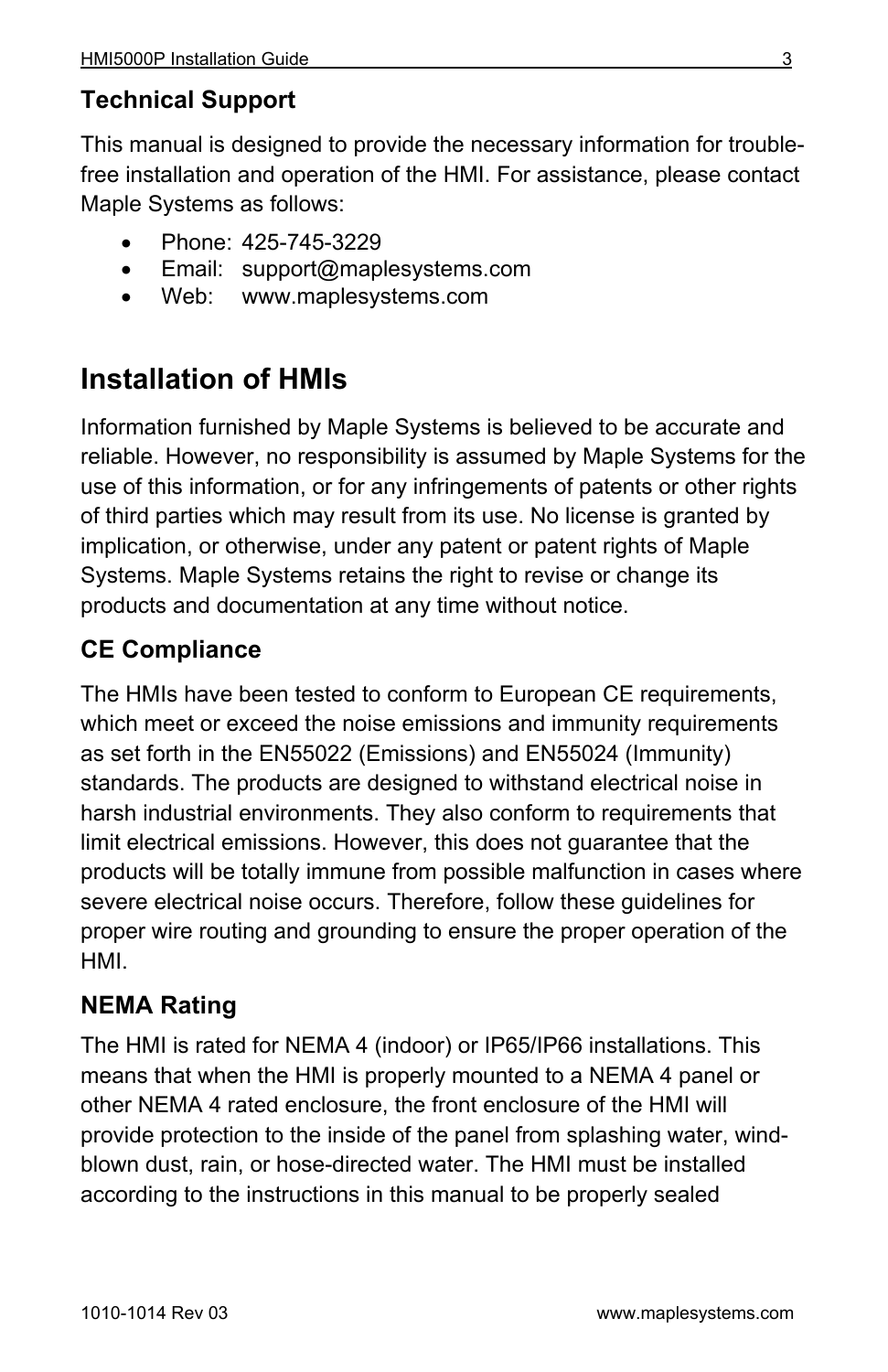## Technical Support

This manual is designed to provide the necessary information for trouble-free installation and operation of the HMI. For assistance, please contact Maple Systems as follows:

- Phone: 425-745-3229
- Email: support@maplesystems.com
- Web: www.maplesystems.com

# Installation of HMIs

Information furnished by Maple Systems is believed to be accurate and reliable. However, no responsibility is assumed by Maple Systems for the use of this information, or for any infringements of patents or other rights of third parties which may result from its use. No license is granted by implication, or otherwise, under any patent or patent rights of Maple Systems. Maple Systems retains the right to revise or change its products and documentation at any time without notice.

## CE Compliance

The HMIs have been tested to conform to European CE requirements, which meet or exceed the noise emissions and immunity requirements as set forth in the EN55022 (Emissions) and EN55024 (Immunity) standards. The products are designed to withstand electrical noise in harsh industrial environments. They also conform to requirements that limit electrical emissions. However, this does not guarantee that the products will be totally immune from possible malfunction in cases where severe electrical noise occurs. Therefore, follow these guidelines for proper wire routing and grounding to ensure the proper operation of the HMI.

## NEMA Rating

The HMI is rated for NEMA 4 (indoor) or IP65/IP66 installations. This means that when the HMI is properly mounted to a NEMA 4 panel or other NEMA 4 rated enclosure, the front enclosure of the HMI will provide protection to the inside of the panel from splashing water, wind-blown dust, rain, or hose-directed water. The HMI must be installed according to the instructions in this manual to be properly sealed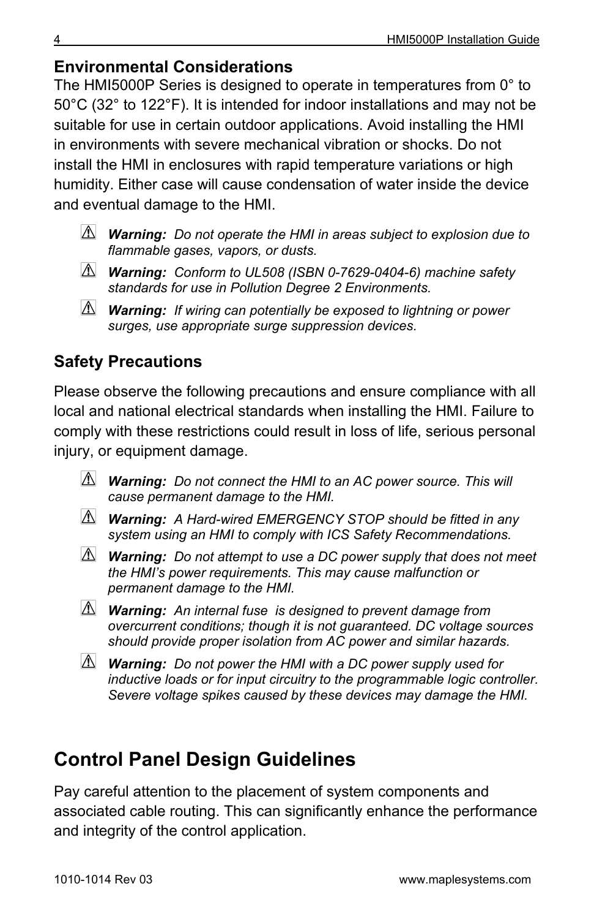## Environmental Considerations

The HMI5000P Series is designed to operate in temperatures from 0° to 50°C (32° to 122°F). It is intended for indoor installations and may not be suitable for use in certain outdoor applications. Avoid installing the HMI in environments with severe mechanical vibration or shocks. Do not install the HMI in enclosures with rapid temperature variations or high humidity. Either case will cause condensation of water inside the device and eventual damage to the HMI.

⚠ ***Warning:*** *Do not operate the HMI in areas subject to explosion due to flammable gases, vapors, or dusts.*

⚠ ***Warning:*** *Conform to UL508 (ISBN 0-7629-0404-6) machine safety standards for use in Pollution Degree 2 Environments.*

⚠ ***Warning:*** *If wiring can potentially be exposed to lightning or power surges, use appropriate surge suppression devices.*

## Safety Precautions

Please observe the following precautions and ensure compliance with all local and national electrical standards when installing the HMI. Failure to comply with these restrictions could result in loss of life, serious personal injury, or equipment damage.

⚠ ***Warning:*** *Do not connect the HMI to an AC power source. This will cause permanent damage to the HMI.*

⚠ ***Warning:*** *A Hard-wired EMERGENCY STOP should be fitted in any system using an HMI to comply with ICS Safety Recommendations.*

⚠ ***Warning:*** *Do not attempt to use a DC power supply that does not meet the HMI's power requirements. This may cause malfunction or permanent damage to the HMI.*

⚠ ***Warning:*** *An internal fuse is designed to prevent damage from overcurrent conditions; though it is not guaranteed. DC voltage sources should provide proper isolation from AC power and similar hazards.*

⚠ ***Warning:*** *Do not power the HMI with a DC power supply used for inductive loads or for input circuitry to the programmable logic controller. Severe voltage spikes caused by these devices may damage the HMI.*

# Control Panel Design Guidelines

Pay careful attention to the placement of system components and associated cable routing. This can significantly enhance the performance and integrity of the control application.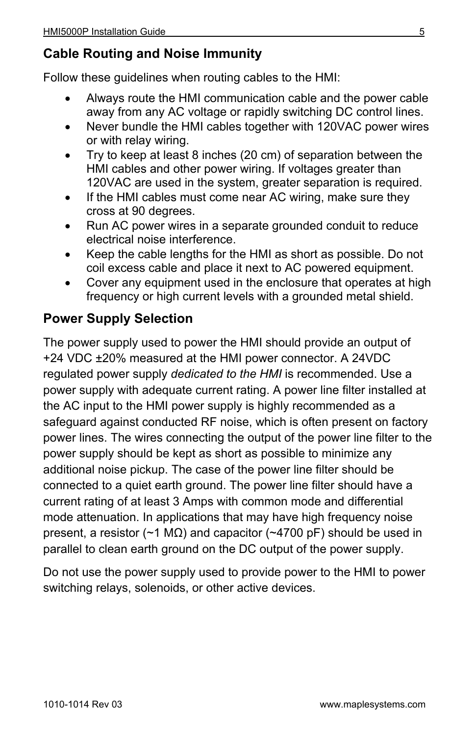## Cable Routing and Noise Immunity

Follow these guidelines when routing cables to the HMI:

- Always route the HMI communication cable and the power cable away from any AC voltage or rapidly switching DC control lines.
- Never bundle the HMI cables together with 120VAC power wires or with relay wiring.
- Try to keep at least 8 inches (20 cm) of separation between the HMI cables and other power wiring. If voltages greater than 120VAC are used in the system, greater separation is required.
- If the HMI cables must come near AC wiring, make sure they cross at 90 degrees.
- Run AC power wires in a separate grounded conduit to reduce electrical noise interference.
- Keep the cable lengths for the HMI as short as possible. Do not coil excess cable and place it next to AC powered equipment.
- Cover any equipment used in the enclosure that operates at high frequency or high current levels with a grounded metal shield.

## Power Supply Selection

The power supply used to power the HMI should provide an output of +24 VDC ±20% measured at the HMI power connector. A 24VDC regulated power supply *dedicated to the HMI* is recommended. Use a power supply with adequate current rating. A power line filter installed at the AC input to the HMI power supply is highly recommended as a safeguard against conducted RF noise, which is often present on factory power lines. The wires connecting the output of the power line filter to the power supply should be kept as short as possible to minimize any additional noise pickup. The case of the power line filter should be connected to a quiet earth ground. The power line filter should have a current rating of at least 3 Amps with common mode and differential mode attenuation. In applications that may have high frequency noise present, a resistor (~1 MΩ) and capacitor (~4700 pF) should be used in parallel to clean earth ground on the DC output of the power supply.

Do not use the power supply used to provide power to the HMI to power switching relays, solenoids, or other active devices.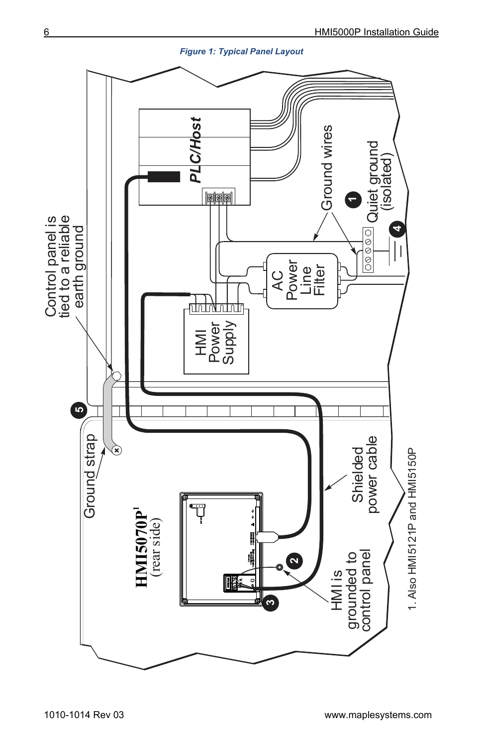*Figure 1: Typical Panel Layout*

Control panel is tied to a reliable earth ground

PLC/Host

Ground wires

1

Quiet ground (isolated)

4

AC Power Line Filter

HMI Power Supply

5

Ground strap

HMI5070P[1] (rear side)

Shielded power cable

2

3

HMI is grounded to control panel

1. Also HMI5121P and HMI5150P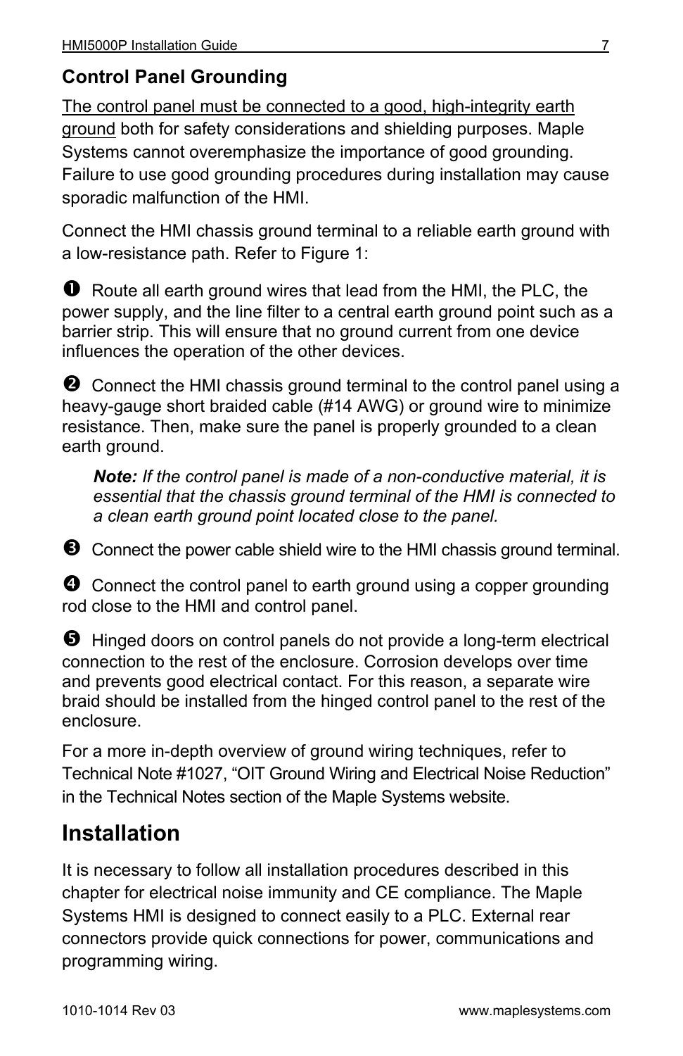### Control Panel Grounding

The control panel must be connected to a good, high-integrity earth ground both for safety considerations and shielding purposes. Maple Systems cannot overemphasize the importance of good grounding. Failure to use good grounding procedures during installation may cause sporadic malfunction of the HMI.

Connect the HMI chassis ground terminal to a reliable earth ground with a low-resistance path. Refer to Figure 1:

❶ Route all earth ground wires that lead from the HMI, the PLC, the power supply, and the line filter to a central earth ground point such as a barrier strip. This will ensure that no ground current from one device influences the operation of the other devices.

❷ Connect the HMI chassis ground terminal to the control panel using a heavy-gauge short braided cable (#14 AWG) or ground wire to minimize resistance. Then, make sure the panel is properly grounded to a clean earth ground.

> ***Note:*** *If the control panel is made of a non-conductive material, it is essential that the chassis ground terminal of the HMI is connected to a clean earth ground point located close to the panel.*

❸ Connect the power cable shield wire to the HMI chassis ground terminal.

❹ Connect the control panel to earth ground using a copper grounding rod close to the HMI and control panel.

❺ Hinged doors on control panels do not provide a long-term electrical connection to the rest of the enclosure. Corrosion develops over time and prevents good electrical contact. For this reason, a separate wire braid should be installed from the hinged control panel to the rest of the enclosure.

For a more in-depth overview of ground wiring techniques, refer to Technical Note #1027, "OIT Ground Wiring and Electrical Noise Reduction" in the Technical Notes section of the Maple Systems website.

## Installation

It is necessary to follow all installation procedures described in this chapter for electrical noise immunity and CE compliance. The Maple Systems HMI is designed to connect easily to a PLC. External rear connectors provide quick connections for power, communications and programming wiring.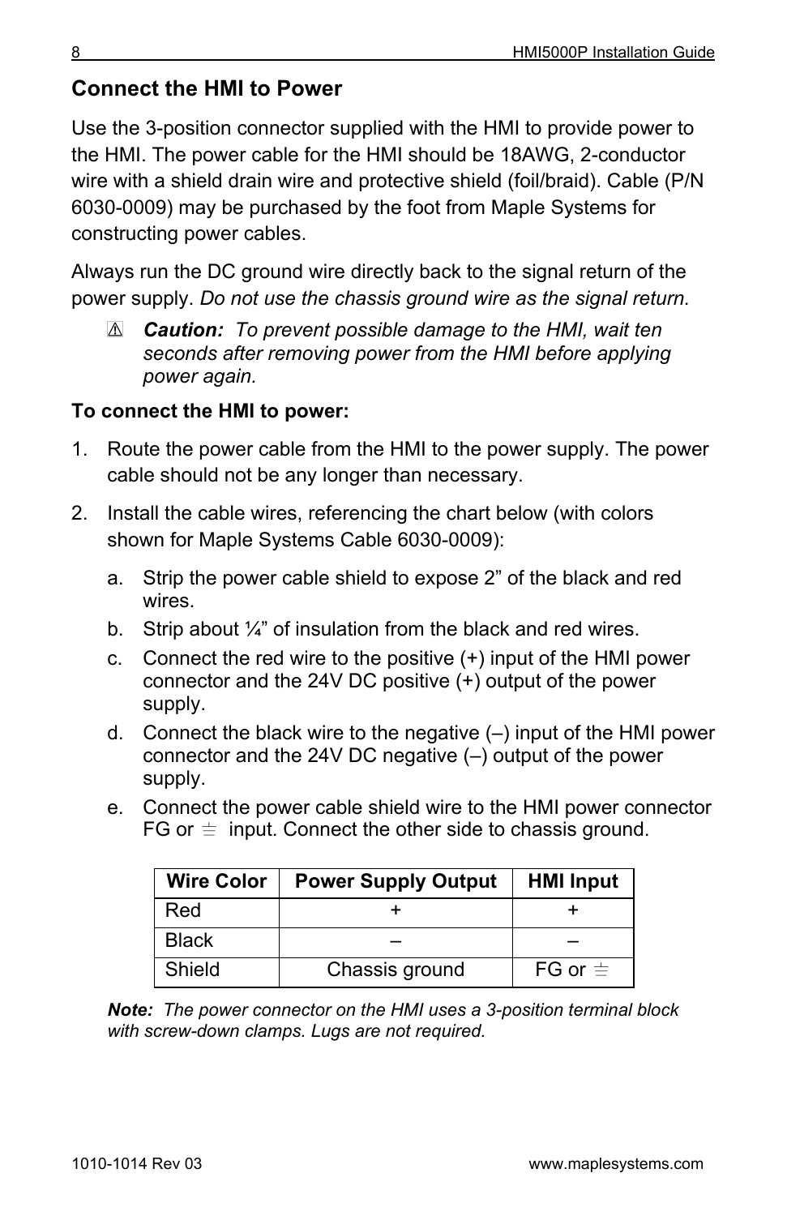## Connect the HMI to Power

Use the 3-position connector supplied with the HMI to provide power to the HMI. The power cable for the HMI should be 18AWG, 2-conductor wire with a shield drain wire and protective shield (foil/braid). Cable (P/N 6030-0009) may be purchased by the foot from Maple Systems for constructing power cables.

Always run the DC ground wire directly back to the signal return of the power supply. *Do not use the chassis ground wire as the signal return.*

> ⚠ ***Caution:*** *To prevent possible damage to the HMI, wait ten seconds after removing power from the HMI before applying power again.*

**To connect the HMI to power:**

1. Route the power cable from the HMI to the power supply. The power cable should not be any longer than necessary.
2. Install the cable wires, referencing the chart below (with colors shown for Maple Systems Cable 6030-0009):
   a. Strip the power cable shield to expose 2” of the black and red wires.
   b. Strip about ¼” of insulation from the black and red wires.
   c. Connect the red wire to the positive (+) input of the HMI power connector and the 24V DC positive (+) output of the power supply.
   d. Connect the black wire to the negative (–) input of the HMI power connector and the 24V DC negative (–) output of the power supply.
   e. Connect the power cable shield wire to the HMI power connector FG or ⏚ input. Connect the other side to chassis ground.

| Wire Color | Power Supply Output | HMI Input |
|---|---|---|
| Red | + | + |
| Black | – | – |
| Shield | Chassis ground | FG or ⏚ |

***Note:*** *The power connector on the HMI uses a 3-position terminal block with screw-down clamps. Lugs are not required.*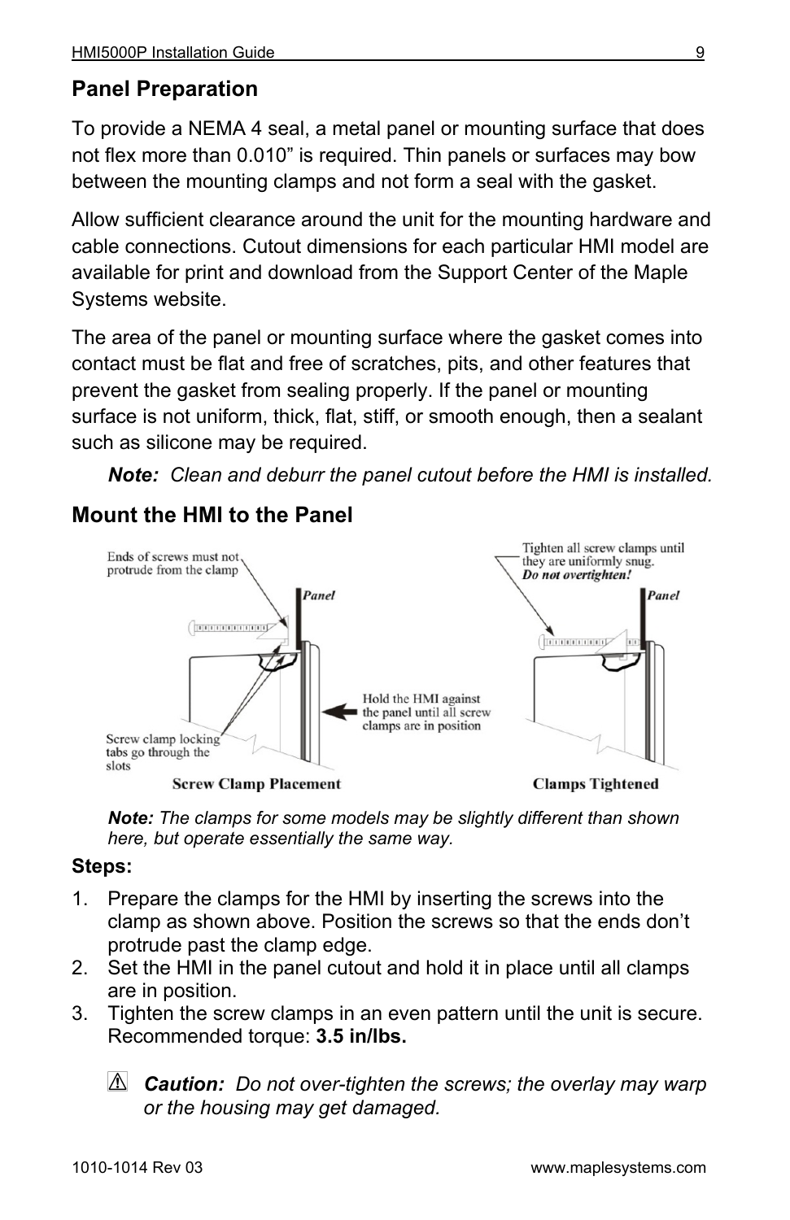## Panel Preparation

To provide a NEMA 4 seal, a metal panel or mounting surface that does not flex more than 0.010" is required. Thin panels or surfaces may bow between the mounting clamps and not form a seal with the gasket.

Allow sufficient clearance around the unit for the mounting hardware and cable connections. Cutout dimensions for each particular HMI model are available for print and download from the Support Center of the Maple Systems website.

The area of the panel or mounting surface where the gasket comes into contact must be flat and free of scratches, pits, and other features that prevent the gasket from sealing properly. If the panel or mounting surface is not uniform, thick, flat, stiff, or smooth enough, then a sealant such as silicone may be required.

> ***Note:*** *Clean and deburr the panel cutout before the HMI is installed.*

## Mount the HMI to the Panel

Ends of screws must not protrude from the clamp

Panel

Screw clamp locking tabs go through the slots

Hold the HMI against the panel until all screw clamps are in position

Tighten all screw clamps until they are uniformly snug. ***Do not overtighten!***

Panel

**Screw Clamp Placement**

**Clamps Tightened**

> ***Note:*** *The clamps for some models may be slightly different than shown here, but operate essentially the same way.*

**Steps:**

1. Prepare the clamps for the HMI by inserting the screws into the clamp as shown above. Position the screws so that the ends don't protrude past the clamp edge.
2. Set the HMI in the panel cutout and hold it in place until all clamps are in position.
3. Tighten the screw clamps in an even pattern until the unit is secure. Recommended torque: **3.5 in/lbs.**

> ⚠ ***Caution:*** *Do not over-tighten the screws; the overlay may warp or the housing may get damaged.*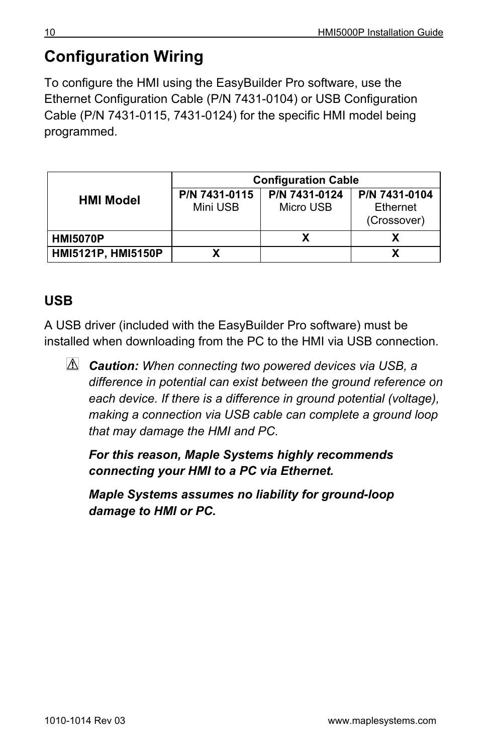# Configuration Wiring

To configure the HMI using the EasyBuilder Pro software, use the Ethernet Configuration Cable (P/N 7431-0104) or USB Configuration Cable (P/N 7431-0115, 7431-0124) for the specific HMI model being programmed.

| HMI Model | Configuration Cable | | |
|---|---|---|---|
| | **P/N 7431-0115** Mini USB | **P/N 7431-0124** Micro USB | **P/N 7431-0104** Ethernet (Crossover) |
| **HMI5070P** | | **X** | **X** |
| **HMI5121P, HMI5150P** | **X** | | **X** |

## USB

A USB driver (included with the EasyBuilder Pro software) must be installed when downloading from the PC to the HMI via USB connection.

⚠ ***Caution:*** *When connecting two powered devices via USB, a difference in potential can exist between the ground reference on each device. If there is a difference in ground potential (voltage), making a connection via USB cable can complete a ground loop that may damage the HMI and PC.*

***For this reason, Maple Systems highly recommends connecting your HMI to a PC via Ethernet.***

***Maple Systems assumes no liability for ground-loop damage to HMI or PC.***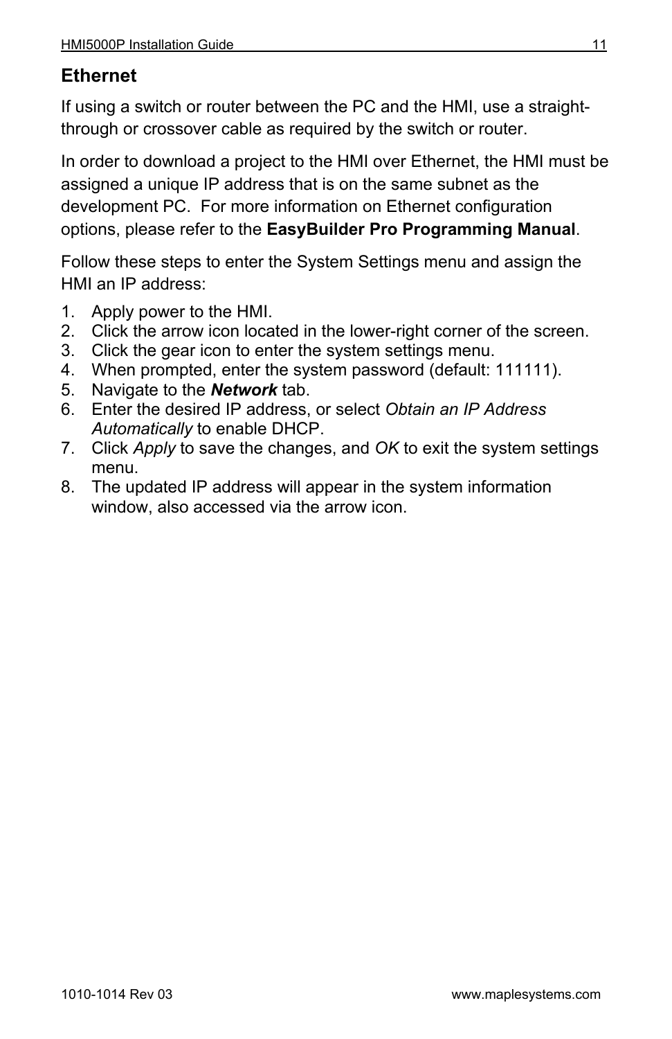## Ethernet

If using a switch or router between the PC and the HMI, use a straight-through or crossover cable as required by the switch or router.

In order to download a project to the HMI over Ethernet, the HMI must be assigned a unique IP address that is on the same subnet as the development PC. For more information on Ethernet configuration options, please refer to the **EasyBuilder Pro Programming Manual**.

Follow these steps to enter the System Settings menu and assign the HMI an IP address:

1. Apply power to the HMI.
2. Click the arrow icon located in the lower-right corner of the screen.
3. Click the gear icon to enter the system settings menu.
4. When prompted, enter the system password (default: 111111).
5. Navigate to the ***Network*** tab.
6. Enter the desired IP address, or select *Obtain an IP Address Automatically* to enable DHCP.
7. Click *Apply* to save the changes, and *OK* to exit the system settings menu.
8. The updated IP address will appear in the system information window, also accessed via the arrow icon.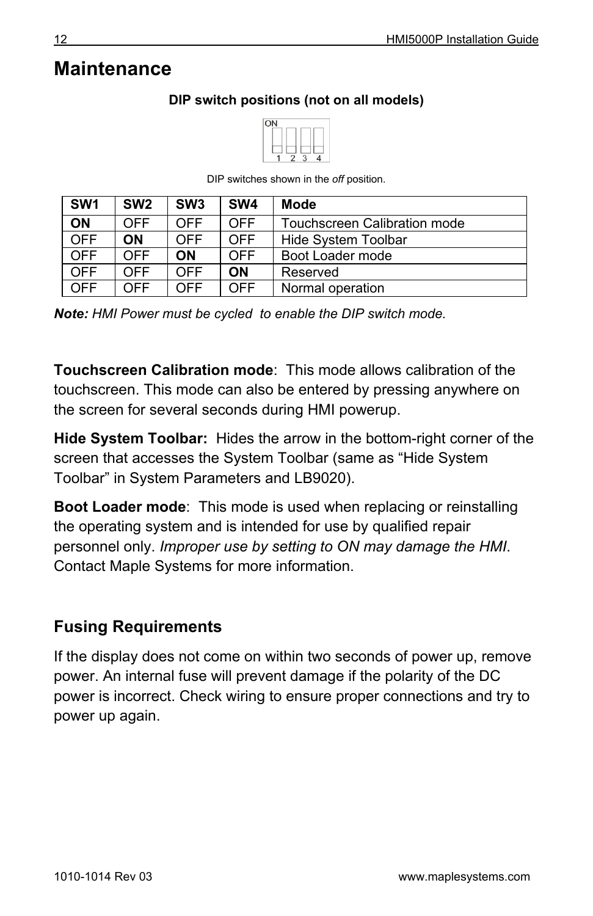# Maintenance

**DIP switch positions (not on all models)**

DIP switches shown in the *off* position.

| SW1 | SW2 | SW3 | SW4 | Mode |
|---|---|---|---|---|
| **ON** | OFF | OFF | OFF | Touchscreen Calibration mode |
| OFF | **ON** | OFF | OFF | Hide System Toolbar |
| OFF | OFF | **ON** | OFF | Boot Loader mode |
| OFF | OFF | OFF | **ON** | Reserved |
| OFF | OFF | OFF | OFF | Normal operation |

***Note:*** *HMI Power must be cycled to enable the DIP switch mode.*

**Touchscreen Calibration mode**: This mode allows calibration of the touchscreen. This mode can also be entered by pressing anywhere on the screen for several seconds during HMI powerup.

**Hide System Toolbar:** Hides the arrow in the bottom-right corner of the screen that accesses the System Toolbar (same as "Hide System Toolbar" in System Parameters and LB9020).

**Boot Loader mode**: This mode is used when replacing or reinstalling the operating system and is intended for use by qualified repair personnel only. *Improper use by setting to ON may damage the HMI*. Contact Maple Systems for more information.

## Fusing Requirements

If the display does not come on within two seconds of power up, remove power. An internal fuse will prevent damage if the polarity of the DC power is incorrect. Check wiring to ensure proper connections and try to power up again.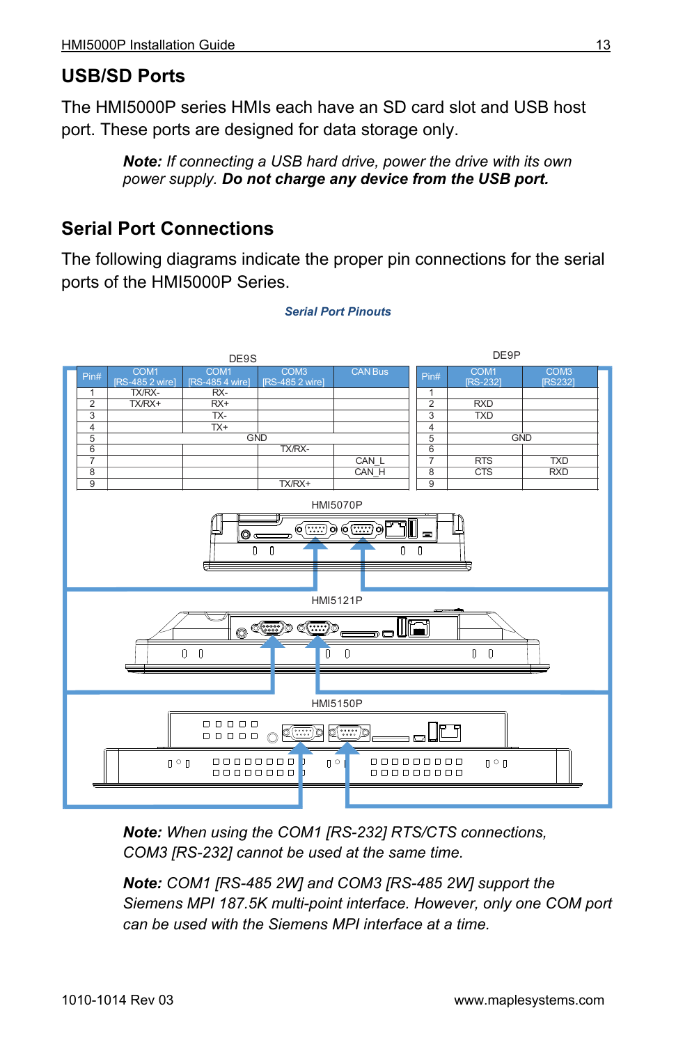## USB/SD Ports

The HMI5000P series HMIs each have an SD card slot and USB host port. These ports are designed for data storage only.

> ***Note:*** *If connecting a USB hard drive, power the drive with its own power supply.* ***Do not charge any device from the USB port.***

## Serial Port Connections

The following diagrams indicate the proper pin connections for the serial ports of the HMI5000P Series.

***Serial Port Pinouts***

DE9S

| Pin# | COM1 [RS-485 2 wire] | COM1 [RS-485 4 wire] | COM3 [RS-485 2 wire] | CAN Bus |
|---|---|---|---|---|
| 1 | TX/RX- | RX- | | |
| 2 | TX/RX+ | RX+ | | |
| 3 | | TX- | | |
| 4 | | TX+ | | |
| 5 | GND | | | |
| 6 | | | TX/RX- | |
| 7 | | | | CAN_L |
| 8 | | | | CAN_H |
| 9 | | | TX/RX+ | |

DE9P

| Pin# | COM1 [RS-232] | COM3 [RS232] |
|---|---|---|
| 1 | | |
| 2 | RXD | |
| 3 | TXD | |
| 4 | | |
| 5 | GND | |
| 6 | | |
| 7 | RTS | TXD |
| 8 | CTS | RXD |
| 9 | | |

HMI5070P

HMI5121P

HMI5150P

> ***Note:*** *When using the COM1 [RS-232] RTS/CTS connections, COM3 [RS-232] cannot be used at the same time.*

> ***Note:*** *COM1 [RS-485 2W] and COM3 [RS-485 2W] support the Siemens MPI 187.5K multi-point interface. However, only one COM port can be used with the Siemens MPI interface at a time.*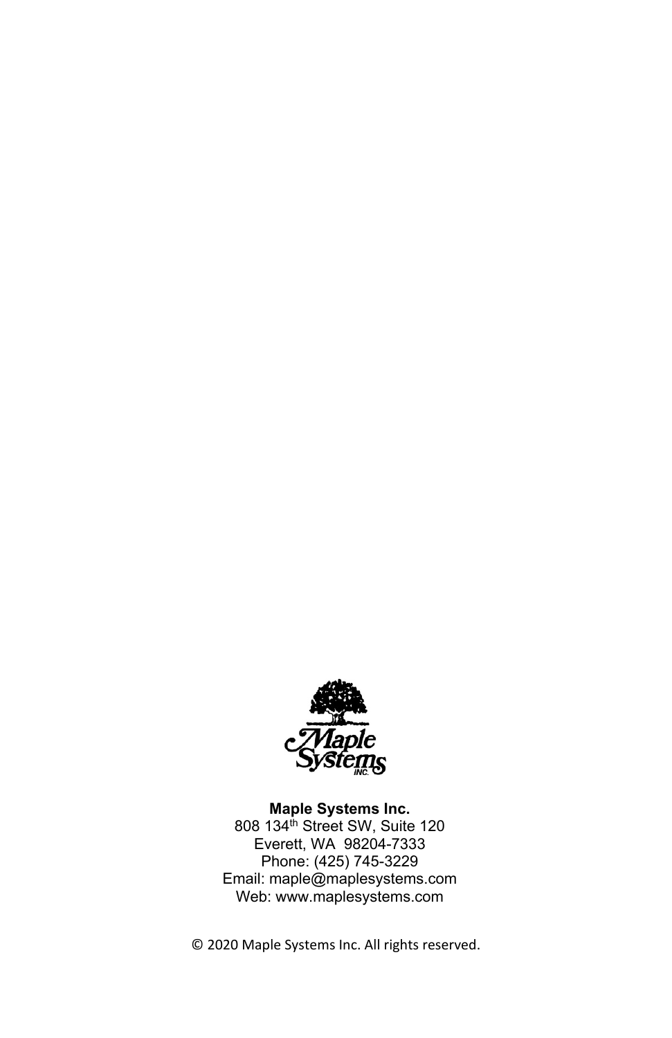**Maple Systems Inc.**
808 134th Street SW, Suite 120
Everett, WA  98204-7333
Phone: (425) 745-3229
Email: maple@maplesystems.com
Web: www.maplesystems.com

© 2020 Maple Systems Inc. All rights reserved.